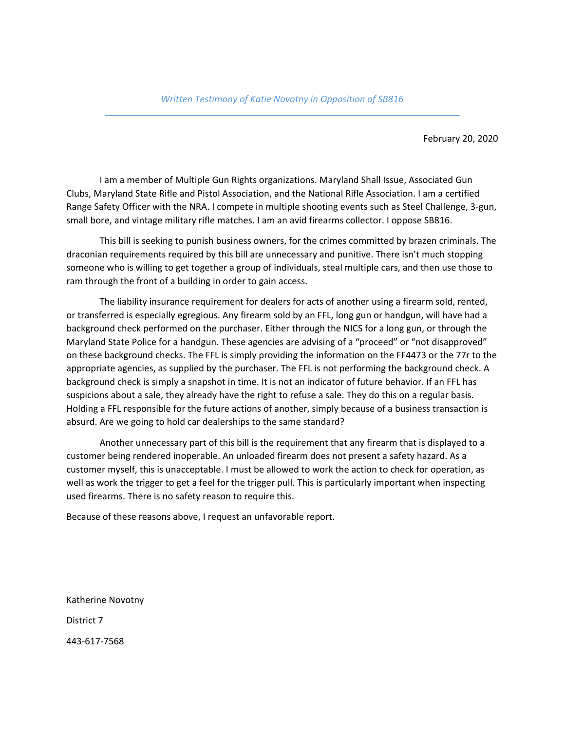*Written Testimony of Katie Novotny in Opposition of SB816*

February 20, 2020

I am a member of Multiple Gun Rights organizations. Maryland Shall Issue, Associated Gun Clubs, Maryland State Rifle and Pistol Association, and the National Rifle Association. I am a certified Range Safety Officer with the NRA. I compete in multiple shooting events such as Steel Challenge, 3-gun, small bore, and vintage military rifle matches. I am an avid firearms collector. I oppose SB816.

This bill is seeking to punish business owners, for the crimes committed by brazen criminals. The draconian requirements required by this bill are unnecessary and punitive. There isn't much stopping someone who is willing to get together a group of individuals, steal multiple cars, and then use those to ram through the front of a building in order to gain access.

The liability insurance requirement for dealers for acts of another using a firearm sold, rented, or transferred is especially egregious. Any firearm sold by an FFL, long gun or handgun, will have had a background check performed on the purchaser. Either through the NICS for a long gun, or through the Maryland State Police for a handgun. These agencies are advising of a "proceed" or "not disapproved" on these background checks. The FFL is simply providing the information on the FF4473 or the 77r to the appropriate agencies, as supplied by the purchaser. The FFL is not performing the background check. A background check is simply a snapshot in time. It is not an indicator of future behavior. If an FFL has suspicions about a sale, they already have the right to refuse a sale. They do this on a regular basis. Holding a FFL responsible for the future actions of another, simply because of a business transaction is absurd. Are we going to hold car dealerships to the same standard?

Another unnecessary part of this bill is the requirement that any firearm that is displayed to a customer being rendered inoperable. An unloaded firearm does not present a safety hazard. As a customer myself, this is unacceptable. I must be allowed to work the action to check for operation, as well as work the trigger to get a feel for the trigger pull. This is particularly important when inspecting used firearms. There is no safety reason to require this.

Because of these reasons above, I request an unfavorable report.

Katherine Novotny

District 7

443-617-7568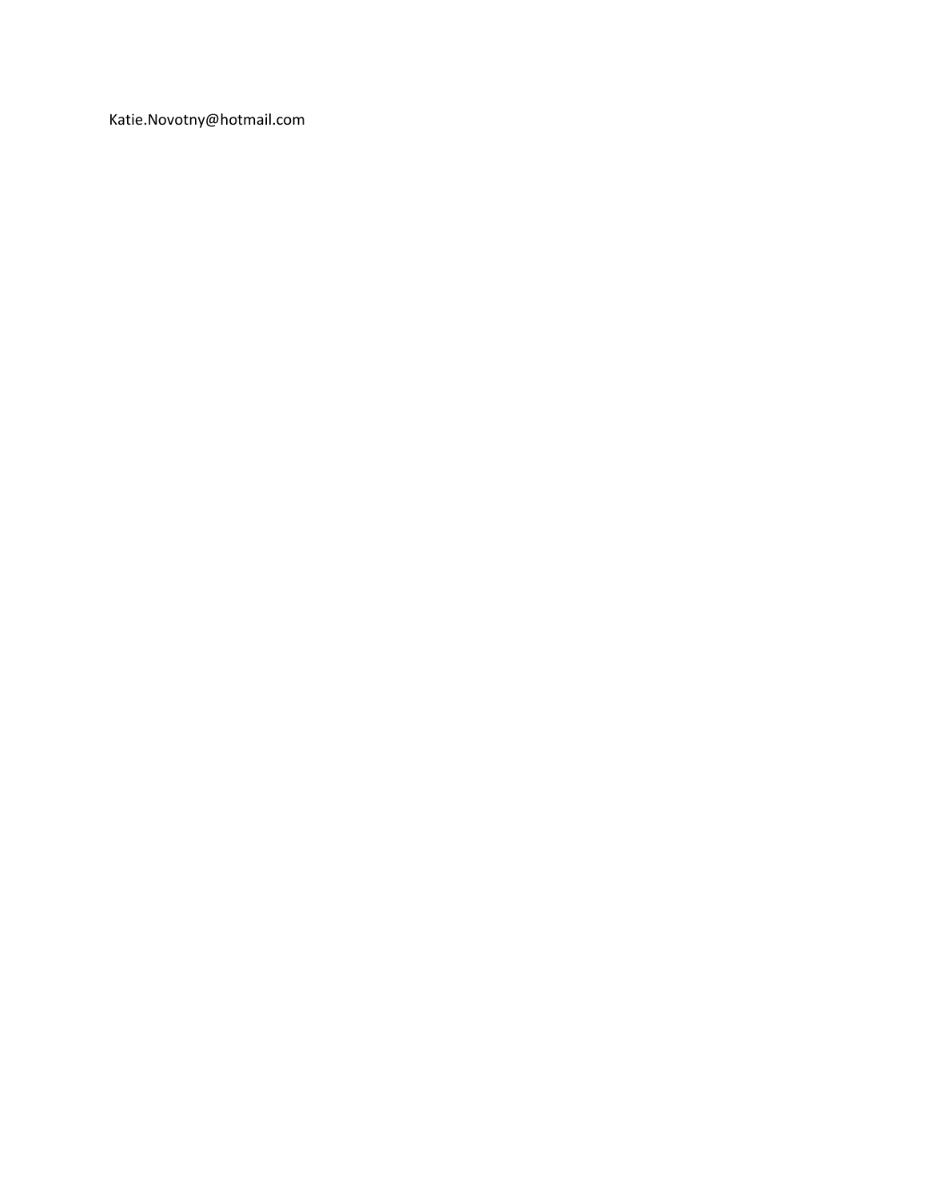Katie.Novotny@hotmail.com